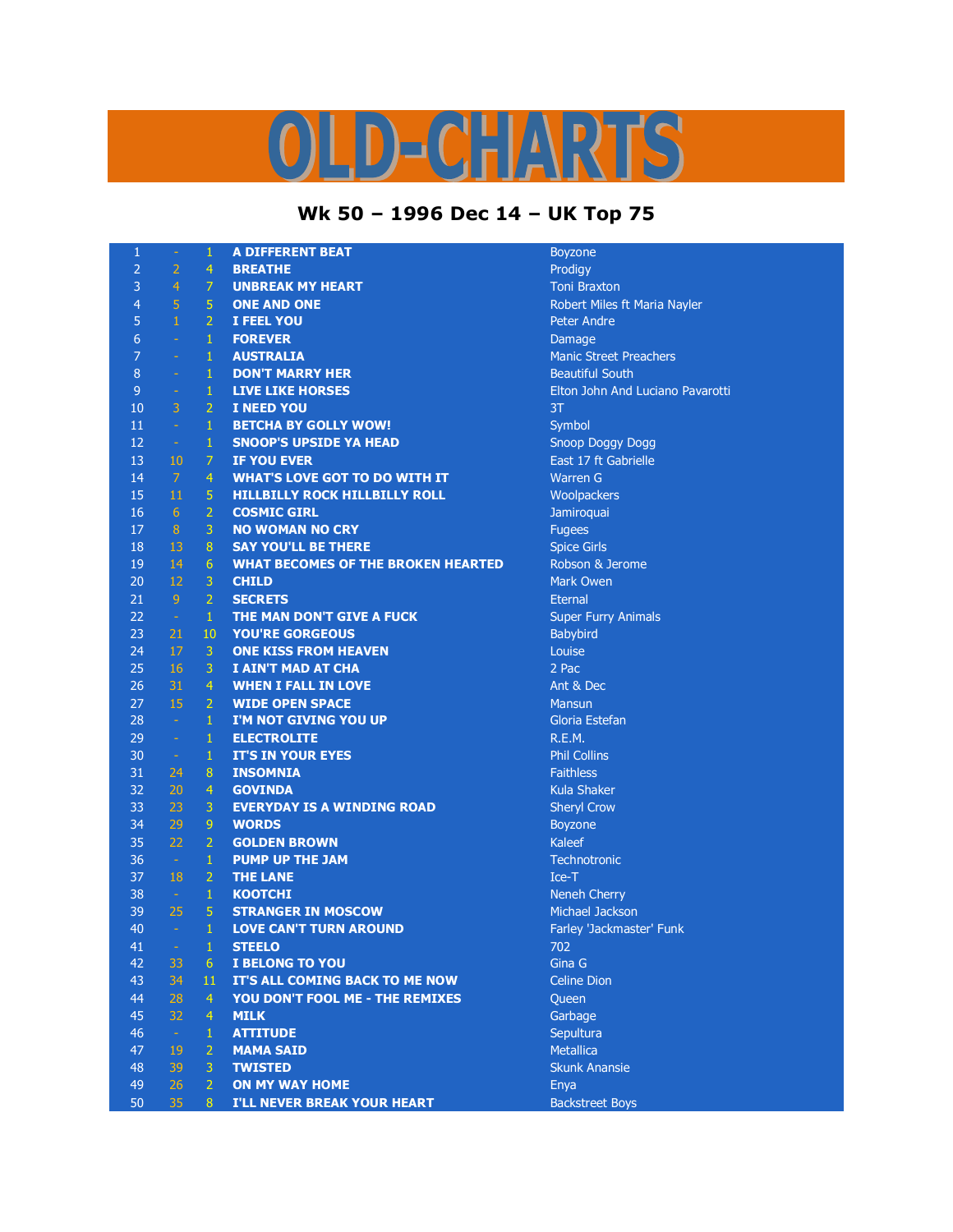# OLD-CHARTS

## Wk 50 – 1996 Dec 14 – UK Top 75

| | | | | |
|---|---|---|---|---|
| 1 | - | 1 | A DIFFERENT BEAT | Boyzone |
| 2 | 2 | 4 | BREATHE | Prodigy |
| 3 | 4 | 7 | UNBREAK MY HEART | Toni Braxton |
| 4 | 5 | 5 | ONE AND ONE | Robert Miles ft Maria Nayler |
| 5 | 1 | 2 | I FEEL YOU | Peter Andre |
| 6 | - | 1 | FOREVER | Damage |
| 7 | - | 1 | AUSTRALIA | Manic Street Preachers |
| 8 | - | 1 | DON'T MARRY HER | Beautiful South |
| 9 | - | 1 | LIVE LIKE HORSES | Elton John And Luciano Pavarotti |
| 10 | 3 | 2 | I NEED YOU | 3T |
| 11 | - | 1 | BETCHA BY GOLLY WOW! | Symbol |
| 12 | - | 1 | SNOOP'S UPSIDE YA HEAD | Snoop Doggy Dogg |
| 13 | 10 | 7 | IF YOU EVER | East 17 ft Gabrielle |
| 14 | 7 | 4 | WHAT'S LOVE GOT TO DO WITH IT | Warren G |
| 15 | 11 | 5 | HILLBILLY ROCK HILLBILLY ROLL | Woolpackers |
| 16 | 6 | 2 | COSMIC GIRL | Jamiroquai |
| 17 | 8 | 3 | NO WOMAN NO CRY | Fugees |
| 18 | 13 | 8 | SAY YOU'LL BE THERE | Spice Girls |
| 19 | 14 | 6 | WHAT BECOMES OF THE BROKEN HEARTED | Robson & Jerome |
| 20 | 12 | 3 | CHILD | Mark Owen |
| 21 | 9 | 2 | SECRETS | Eternal |
| 22 | - | 1 | THE MAN DON'T GIVE A FUCK | Super Furry Animals |
| 23 | 21 | 10 | YOU'RE GORGEOUS | Babybird |
| 24 | 17 | 3 | ONE KISS FROM HEAVEN | Louise |
| 25 | 16 | 3 | I AIN'T MAD AT CHA | 2 Pac |
| 26 | 31 | 4 | WHEN I FALL IN LOVE | Ant & Dec |
| 27 | 15 | 2 | WIDE OPEN SPACE | Mansun |
| 28 | - | 1 | I'M NOT GIVING YOU UP | Gloria Estefan |
| 29 | - | 1 | ELECTROLITE | R.E.M. |
| 30 | - | 1 | IT'S IN YOUR EYES | Phil Collins |
| 31 | 24 | 8 | INSOMNIA | Faithless |
| 32 | 20 | 4 | GOVINDA | Kula Shaker |
| 33 | 23 | 3 | EVERYDAY IS A WINDING ROAD | Sheryl Crow |
| 34 | 29 | 9 | WORDS | Boyzone |
| 35 | 22 | 2 | GOLDEN BROWN | Kaleef |
| 36 | - | 1 | PUMP UP THE JAM | Technotronic |
| 37 | 18 | 2 | THE LANE | Ice-T |
| 38 | - | 1 | KOOTCHI | Neneh Cherry |
| 39 | 25 | 5 | STRANGER IN MOSCOW | Michael Jackson |
| 40 | - | 1 | LOVE CAN'T TURN AROUND | Farley 'Jackmaster' Funk |
| 41 | - | 1 | STEELO | 702 |
| 42 | 33 | 6 | I BELONG TO YOU | Gina G |
| 43 | 34 | 11 | IT'S ALL COMING BACK TO ME NOW | Celine Dion |
| 44 | 28 | 4 | YOU DON'T FOOL ME - THE REMIXES | Queen |
| 45 | 32 | 4 | MILK | Garbage |
| 46 | - | 1 | ATTITUDE | Sepultura |
| 47 | 19 | 2 | MAMA SAID | Metallica |
| 48 | 39 | 3 | TWISTED | Skunk Anansie |
| 49 | 26 | 2 | ON MY WAY HOME | Enya |
| 50 | 35 | 8 | I'LL NEVER BREAK YOUR HEART | Backstreet Boys |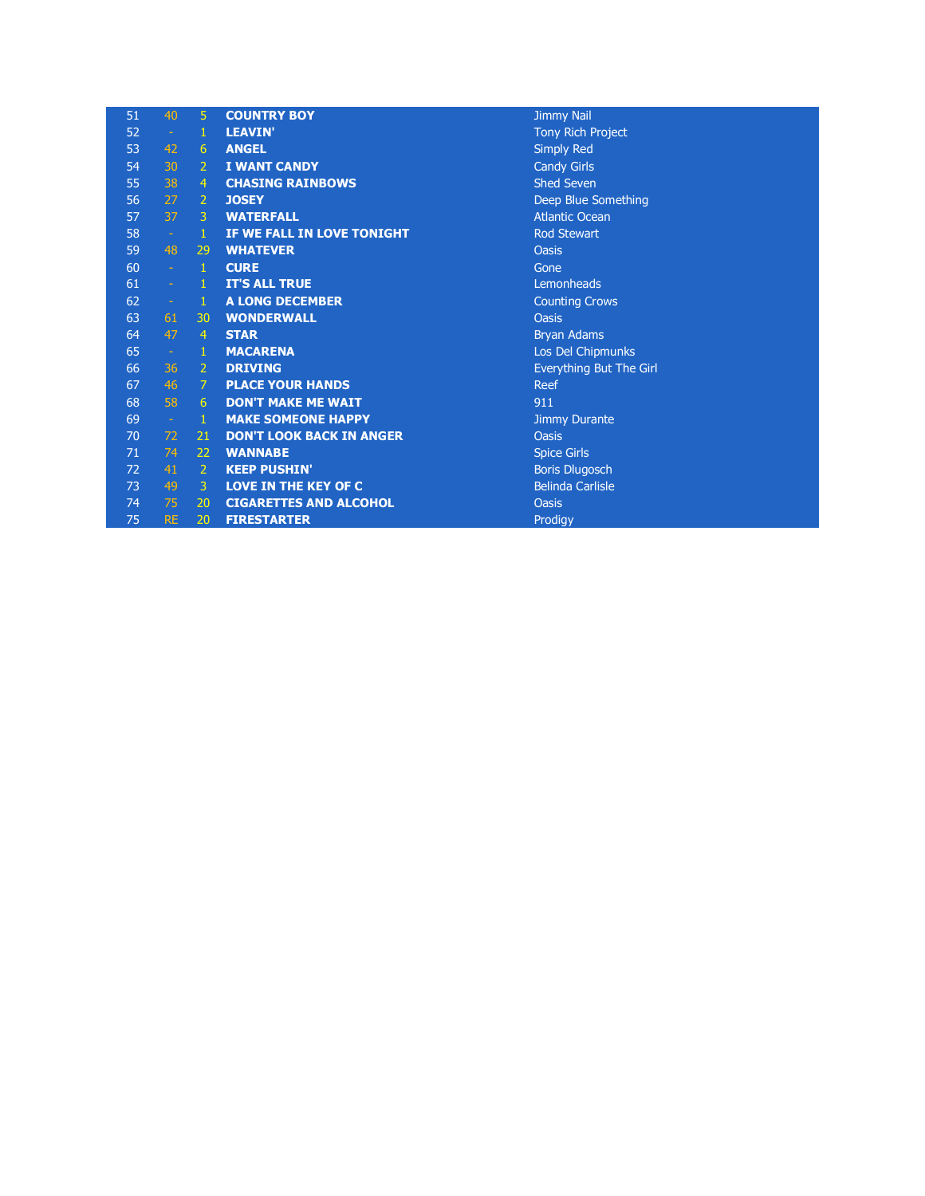| | | | | |
|---|---|---|---|---|
| 51 | 40 | 5 | **COUNTRY BOY** | Jimmy Nail |
| 52 | - | 1 | **LEAVIN'** | Tony Rich Project |
| 53 | 42 | 6 | **ANGEL** | Simply Red |
| 54 | 30 | 2 | **I WANT CANDY** | Candy Girls |
| 55 | 38 | 4 | **CHASING RAINBOWS** | Shed Seven |
| 56 | 27 | 2 | **JOSEY** | Deep Blue Something |
| 57 | 37 | 3 | **WATERFALL** | Atlantic Ocean |
| 58 | - | 1 | **IF WE FALL IN LOVE TONIGHT** | Rod Stewart |
| 59 | 48 | 29 | **WHATEVER** | Oasis |
| 60 | - | 1 | **CURE** | Gone |
| 61 | - | 1 | **IT'S ALL TRUE** | Lemonheads |
| 62 | - | 1 | **A LONG DECEMBER** | Counting Crows |
| 63 | 61 | 30 | **WONDERWALL** | Oasis |
| 64 | 47 | 4 | **STAR** | Bryan Adams |
| 65 | - | 1 | **MACARENA** | Los Del Chipmunks |
| 66 | 36 | 2 | **DRIVING** | Everything But The Girl |
| 67 | 46 | 7 | **PLACE YOUR HANDS** | Reef |
| 68 | 58 | 6 | **DON'T MAKE ME WAIT** | 911 |
| 69 | - | 1 | **MAKE SOMEONE HAPPY** | Jimmy Durante |
| 70 | 72 | 21 | **DON'T LOOK BACK IN ANGER** | Oasis |
| 71 | 74 | 22 | **WANNABE** | Spice Girls |
| 72 | 41 | 2 | **KEEP PUSHIN'** | Boris Dlugosch |
| 73 | 49 | 3 | **LOVE IN THE KEY OF C** | Belinda Carlisle |
| 74 | 75 | 20 | **CIGARETTES AND ALCOHOL** | Oasis |
| 75 | RE | 20 | **FIRESTARTER** | Prodigy |